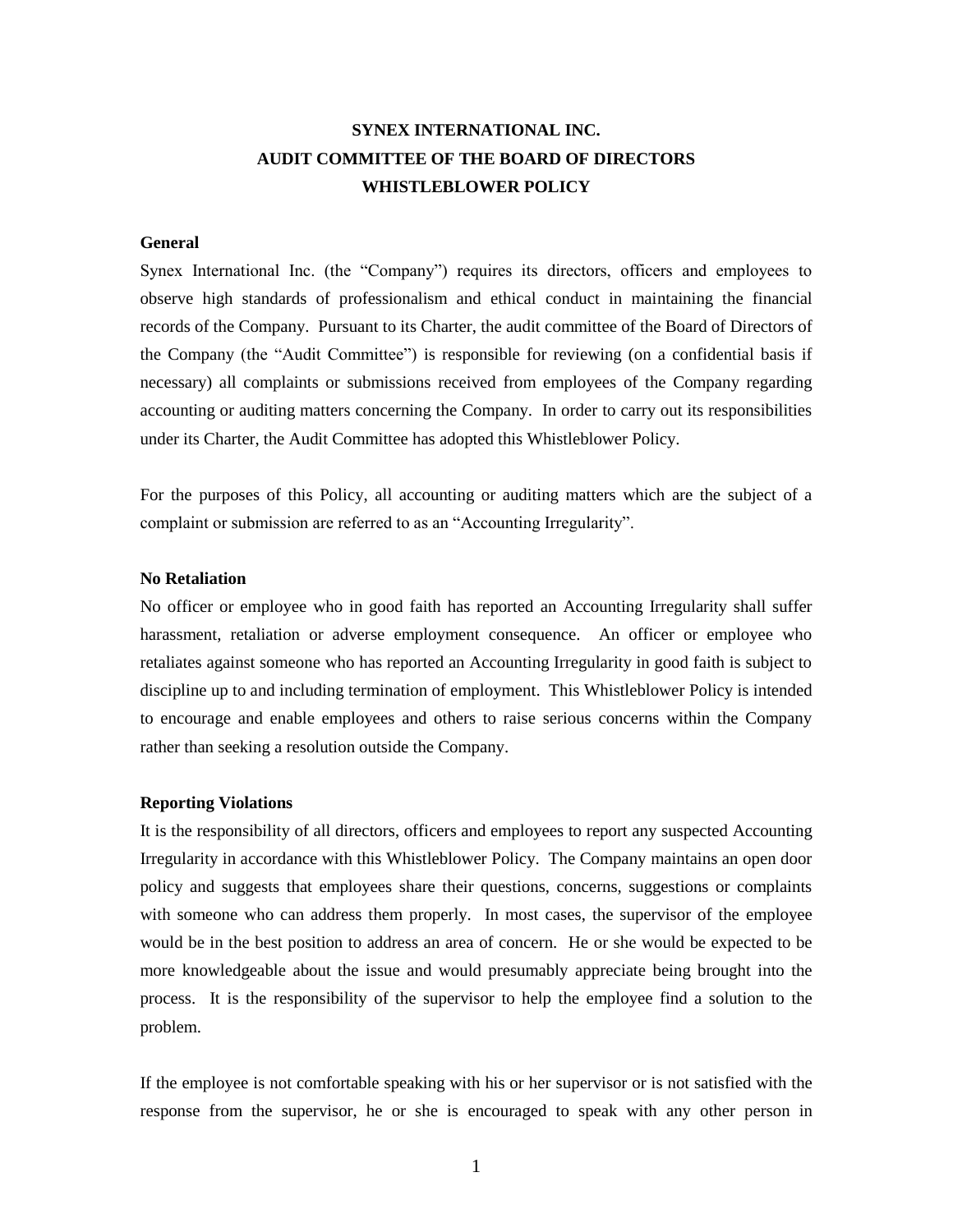# SYNEX INTERNATIONAL INC.
# AUDIT COMMITTEE OF THE BOARD OF DIRECTORS
# WHISTLEBLOWER POLICY

## General

Synex International Inc. (the "Company") requires its directors, officers and employees to observe high standards of professionalism and ethical conduct in maintaining the financial records of the Company. Pursuant to its Charter, the audit committee of the Board of Directors of the Company (the "Audit Committee") is responsible for reviewing (on a confidential basis if necessary) all complaints or submissions received from employees of the Company regarding accounting or auditing matters concerning the Company. In order to carry out its responsibilities under its Charter, the Audit Committee has adopted this Whistleblower Policy.

For the purposes of this Policy, all accounting or auditing matters which are the subject of a complaint or submission are referred to as an "Accounting Irregularity".

## No Retaliation

No officer or employee who in good faith has reported an Accounting Irregularity shall suffer harassment, retaliation or adverse employment consequence. An officer or employee who retaliates against someone who has reported an Accounting Irregularity in good faith is subject to discipline up to and including termination of employment. This Whistleblower Policy is intended to encourage and enable employees and others to raise serious concerns within the Company rather than seeking a resolution outside the Company.

## Reporting Violations

It is the responsibility of all directors, officers and employees to report any suspected Accounting Irregularity in accordance with this Whistleblower Policy. The Company maintains an open door policy and suggests that employees share their questions, concerns, suggestions or complaints with someone who can address them properly. In most cases, the supervisor of the employee would be in the best position to address an area of concern. He or she would be expected to be more knowledgeable about the issue and would presumably appreciate being brought into the process. It is the responsibility of the supervisor to help the employee find a solution to the problem.

If the employee is not comfortable speaking with his or her supervisor or is not satisfied with the response from the supervisor, he or she is encouraged to speak with any other person in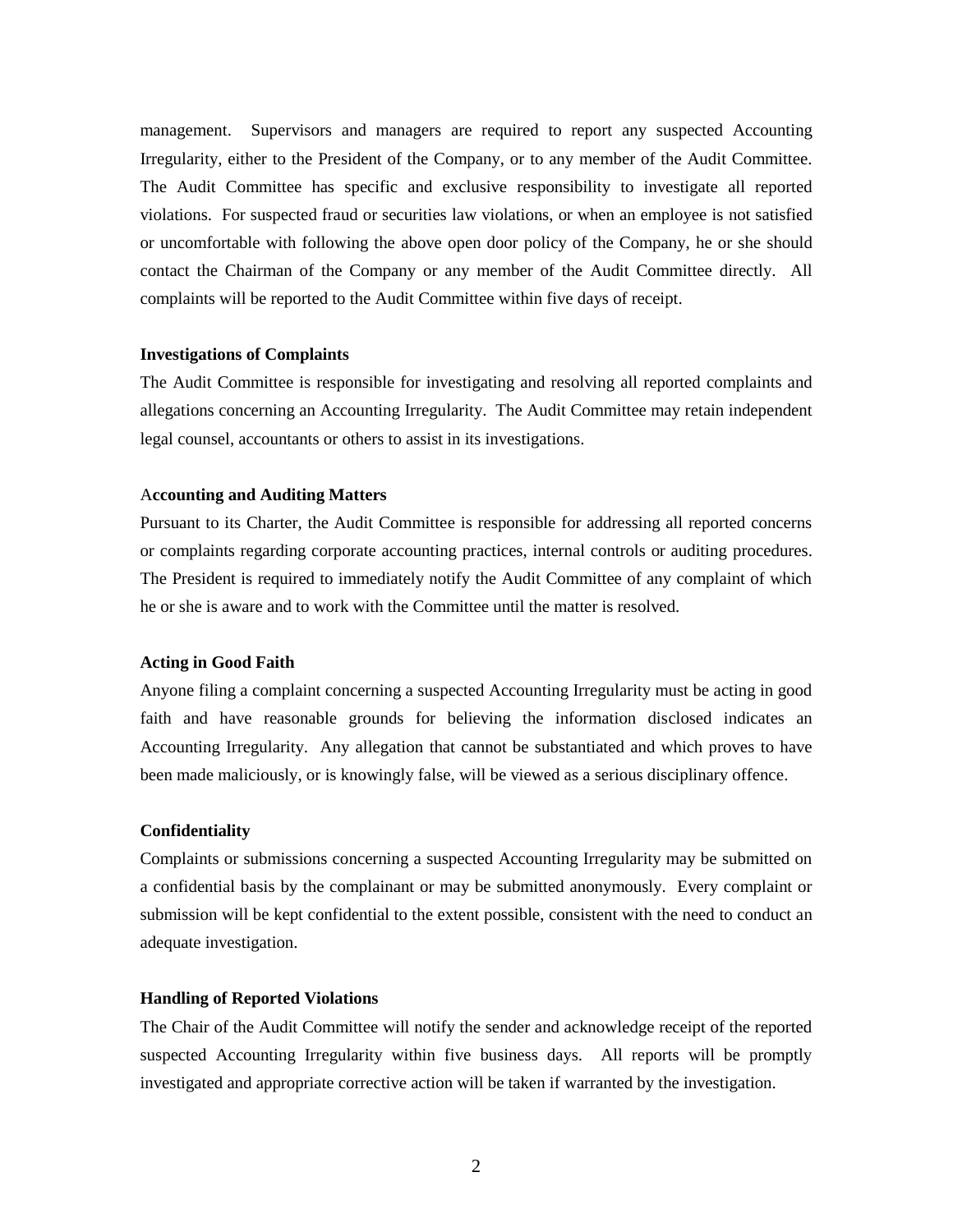management. Supervisors and managers are required to report any suspected Accounting Irregularity, either to the President of the Company, or to any member of the Audit Committee. The Audit Committee has specific and exclusive responsibility to investigate all reported violations. For suspected fraud or securities law violations, or when an employee is not satisfied or uncomfortable with following the above open door policy of the Company, he or she should contact the Chairman of the Company or any member of the Audit Committee directly. All complaints will be reported to the Audit Committee within five days of receipt.

**Investigations of Complaints**

The Audit Committee is responsible for investigating and resolving all reported complaints and allegations concerning an Accounting Irregularity. The Audit Committee may retain independent legal counsel, accountants or others to assist in its investigations.

**Accounting and Auditing Matters**

Pursuant to its Charter, the Audit Committee is responsible for addressing all reported concerns or complaints regarding corporate accounting practices, internal controls or auditing procedures. The President is required to immediately notify the Audit Committee of any complaint of which he or she is aware and to work with the Committee until the matter is resolved.

**Acting in Good Faith**

Anyone filing a complaint concerning a suspected Accounting Irregularity must be acting in good faith and have reasonable grounds for believing the information disclosed indicates an Accounting Irregularity. Any allegation that cannot be substantiated and which proves to have been made maliciously, or is knowingly false, will be viewed as a serious disciplinary offence.

**Confidentiality**

Complaints or submissions concerning a suspected Accounting Irregularity may be submitted on a confidential basis by the complainant or may be submitted anonymously. Every complaint or submission will be kept confidential to the extent possible, consistent with the need to conduct an adequate investigation.

**Handling of Reported Violations**

The Chair of the Audit Committee will notify the sender and acknowledge receipt of the reported suspected Accounting Irregularity within five business days. All reports will be promptly investigated and appropriate corrective action will be taken if warranted by the investigation.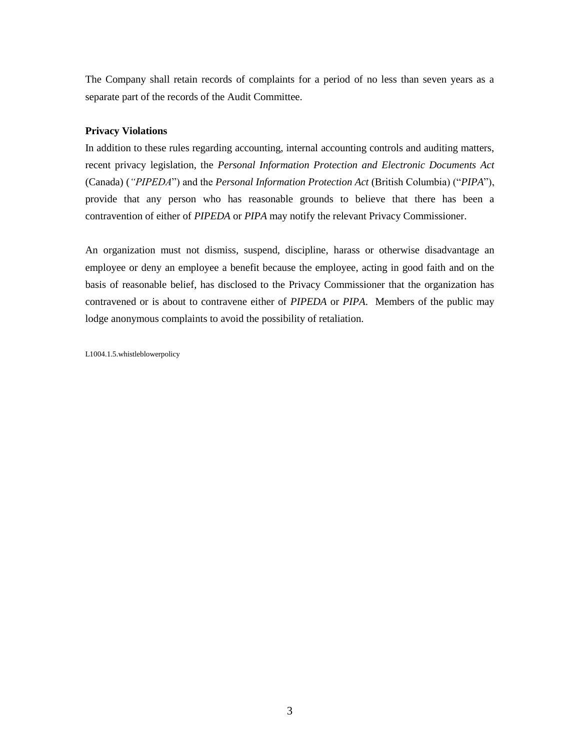The Company shall retain records of complaints for a period of no less than seven years as a separate part of the records of the Audit Committee.

**Privacy Violations**

In addition to these rules regarding accounting, internal accounting controls and auditing matters, recent privacy legislation, the *Personal Information Protection and Electronic Documents Act* (Canada) (*"PIPEDA*") and the *Personal Information Protection Act* (British Columbia) ("*PIPA*"), provide that any person who has reasonable grounds to believe that there has been a contravention of either of *PIPEDA* or *PIPA* may notify the relevant Privacy Commissioner.

An organization must not dismiss, suspend, discipline, harass or otherwise disadvantage an employee or deny an employee a benefit because the employee, acting in good faith and on the basis of reasonable belief, has disclosed to the Privacy Commissioner that the organization has contravened or is about to contravene either of *PIPEDA* or *PIPA*. Members of the public may lodge anonymous complaints to avoid the possibility of retaliation.

L1004.1.5.whistleblowerpolicy